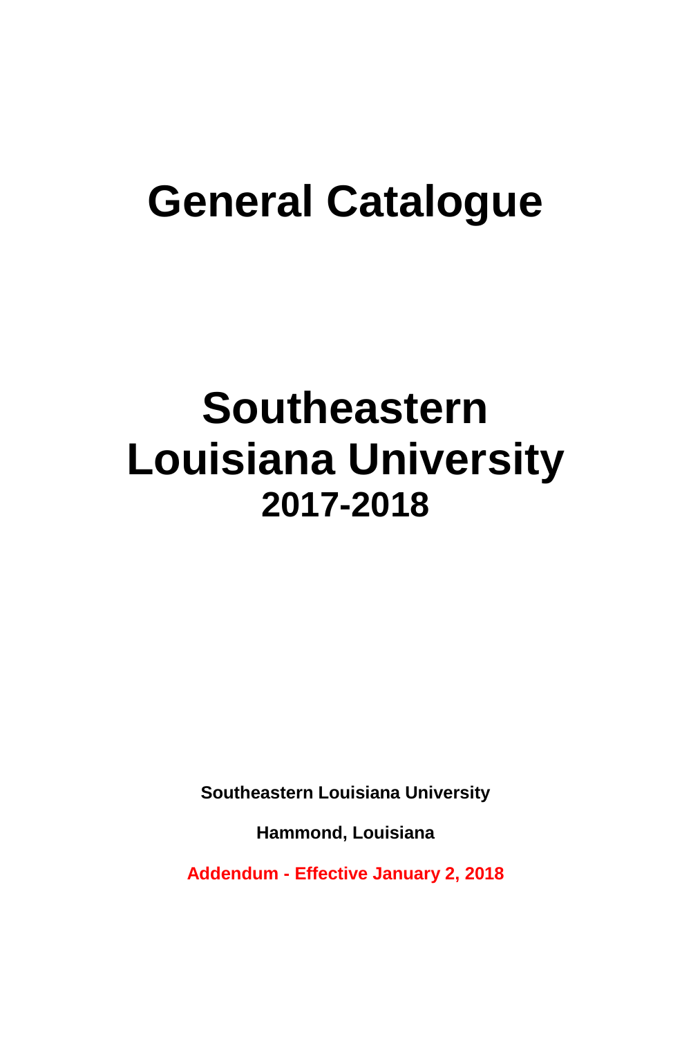# General Catalogue

# Southeastern Louisiana University
## 2017-2018

**Southeastern Louisiana University**

**Hammond, Louisiana**

**Addendum - Effective January 2, 2018**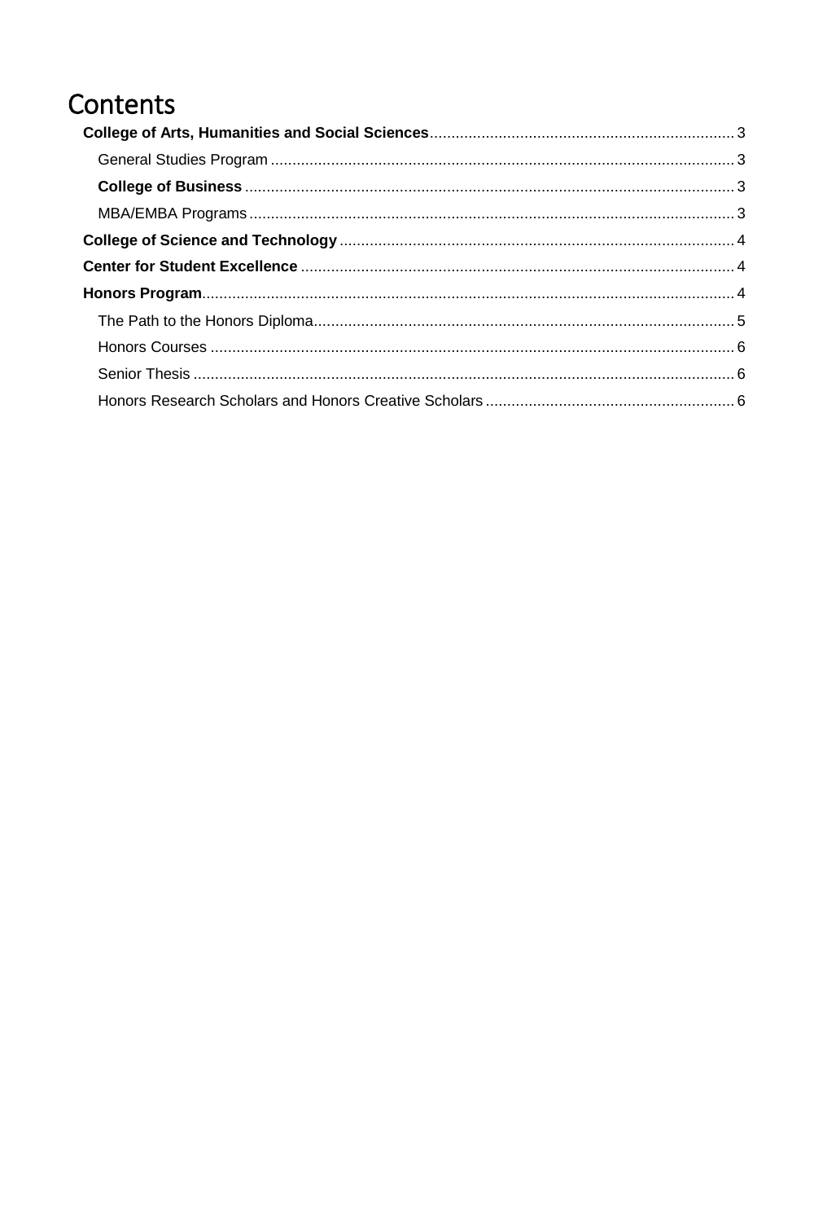# Contents

**College of Arts, Humanities and Social Sciences** ........ 3

- General Studies Program ........ 3
- **College of Business** ........ 3
- MBA/EMBA Programs ........ 3

**College of Science and Technology** ........ 4

**Center for Student Excellence** ........ 4

**Honors Program** ........ 4

- The Path to the Honors Diploma ........ 5
- Honors Courses ........ 6
- Senior Thesis ........ 6
- Honors Research Scholars and Honors Creative Scholars ........ 6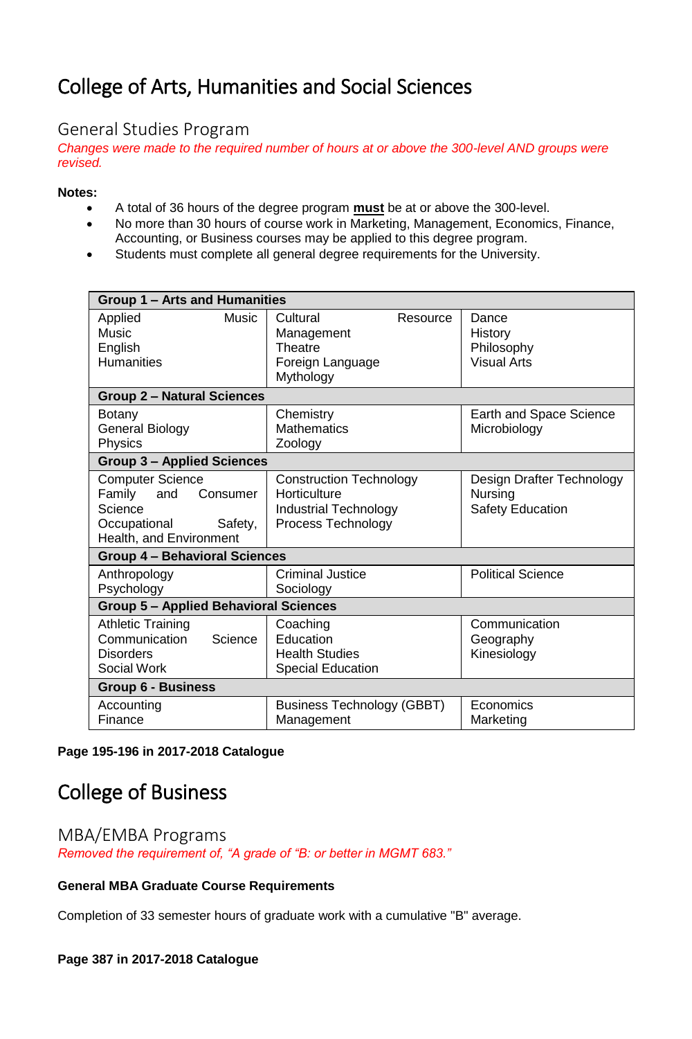# College of Arts, Humanities and Social Sciences

## General Studies Program

*Changes were made to the required number of hours at or above the 300-level AND groups were revised.*

**Notes:**

- A total of 36 hours of the degree program **must** be at or above the 300-level.
- No more than 30 hours of course work in Marketing, Management, Economics, Finance, Accounting, or Business courses may be applied to this degree program.
- Students must complete all general degree requirements for the University.

| **Group 1 – Arts and Humanities** | | |
|---|---|---|
| Applied Music<br>Music<br>English<br>Humanities | Cultural Resource Management<br>Theatre<br>Foreign Language<br>Mythology | Dance<br>History<br>Philosophy<br>Visual Arts |
| **Group 2 – Natural Sciences** | | |
| Botany<br>General Biology<br>Physics | Chemistry<br>Mathematics<br>Zoology | Earth and Space Science<br>Microbiology |
| **Group 3 – Applied Sciences** | | |
| Computer Science<br>Family and Consumer Science<br>Occupational Safety, Health, and Environment | Construction Technology<br>Horticulture<br>Industrial Technology<br>Process Technology | Design Drafter Technology<br>Nursing<br>Safety Education |
| **Group 4 – Behavioral Sciences** | | |
| Anthropology<br>Psychology | Criminal Justice<br>Sociology | Political Science |
| **Group 5 – Applied Behavioral Sciences** | | |
| Athletic Training<br>Communication Science Disorders<br>Social Work | Coaching<br>Education<br>Health Studies<br>Special Education | Communication<br>Geography<br>Kinesiology |
| **Group 6 - Business** | | |
| Accounting<br>Finance | Business Technology (GBBT)<br>Management | Economics<br>Marketing |

**Page 195-196 in 2017-2018 Catalogue**

# College of Business

## MBA/EMBA Programs

*Removed the requirement of, "A grade of "B: or better in MGMT 683."*

**General MBA Graduate Course Requirements**

Completion of 33 semester hours of graduate work with a cumulative "B" average.

**Page 387 in 2017-2018 Catalogue**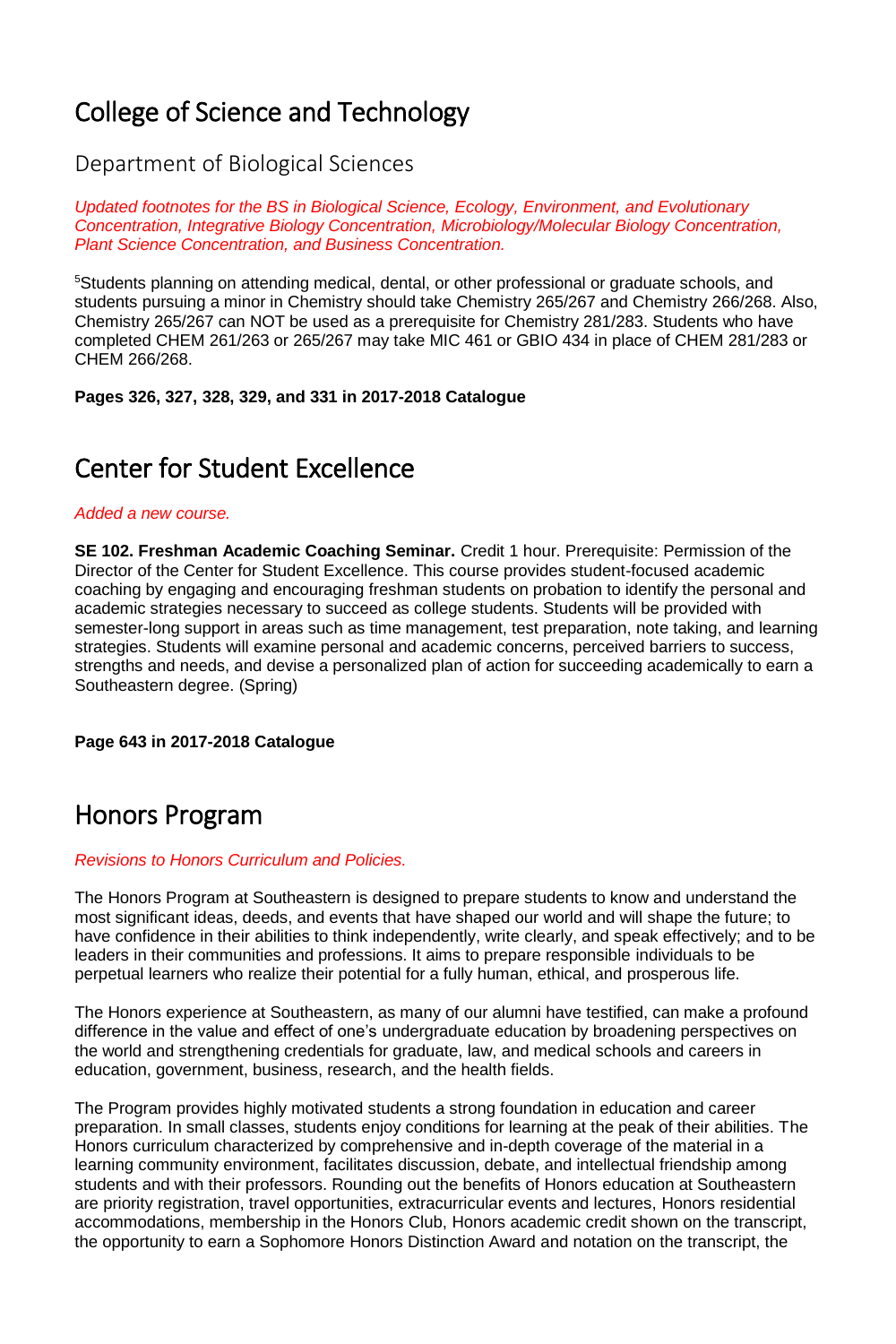# College of Science and Technology

## Department of Biological Sciences

*Updated footnotes for the BS in Biological Science, Ecology, Environment, and Evolutionary Concentration, Integrative Biology Concentration, Microbiology/Molecular Biology Concentration, Plant Science Concentration, and Business Concentration.*

[5]Students planning on attending medical, dental, or other professional or graduate schools, and students pursuing a minor in Chemistry should take Chemistry 265/267 and Chemistry 266/268. Also, Chemistry 265/267 can NOT be used as a prerequisite for Chemistry 281/283. Students who have completed CHEM 261/263 or 265/267 may take MIC 461 or GBIO 434 in place of CHEM 281/283 or CHEM 266/268.

**Pages 326, 327, 328, 329, and 331 in 2017-2018 Catalogue**

# Center for Student Excellence

*Added a new course.*

**SE 102. Freshman Academic Coaching Seminar.** Credit 1 hour. Prerequisite: Permission of the Director of the Center for Student Excellence. This course provides student-focused academic coaching by engaging and encouraging freshman students on probation to identify the personal and academic strategies necessary to succeed as college students. Students will be provided with semester-long support in areas such as time management, test preparation, note taking, and learning strategies. Students will examine personal and academic concerns, perceived barriers to success, strengths and needs, and devise a personalized plan of action for succeeding academically to earn a Southeastern degree. (Spring)

**Page 643 in 2017-2018 Catalogue**

# Honors Program

*Revisions to Honors Curriculum and Policies.*

The Honors Program at Southeastern is designed to prepare students to know and understand the most significant ideas, deeds, and events that have shaped our world and will shape the future; to have confidence in their abilities to think independently, write clearly, and speak effectively; and to be leaders in their communities and professions. It aims to prepare responsible individuals to be perpetual learners who realize their potential for a fully human, ethical, and prosperous life.

The Honors experience at Southeastern, as many of our alumni have testified, can make a profound difference in the value and effect of one's undergraduate education by broadening perspectives on the world and strengthening credentials for graduate, law, and medical schools and careers in education, government, business, research, and the health fields.

The Program provides highly motivated students a strong foundation in education and career preparation. In small classes, students enjoy conditions for learning at the peak of their abilities. The Honors curriculum characterized by comprehensive and in-depth coverage of the material in a learning community environment, facilitates discussion, debate, and intellectual friendship among students and with their professors. Rounding out the benefits of Honors education at Southeastern are priority registration, travel opportunities, extracurricular events and lectures, Honors residential accommodations, membership in the Honors Club, Honors academic credit shown on the transcript, the opportunity to earn a Sophomore Honors Distinction Award and notation on the transcript, the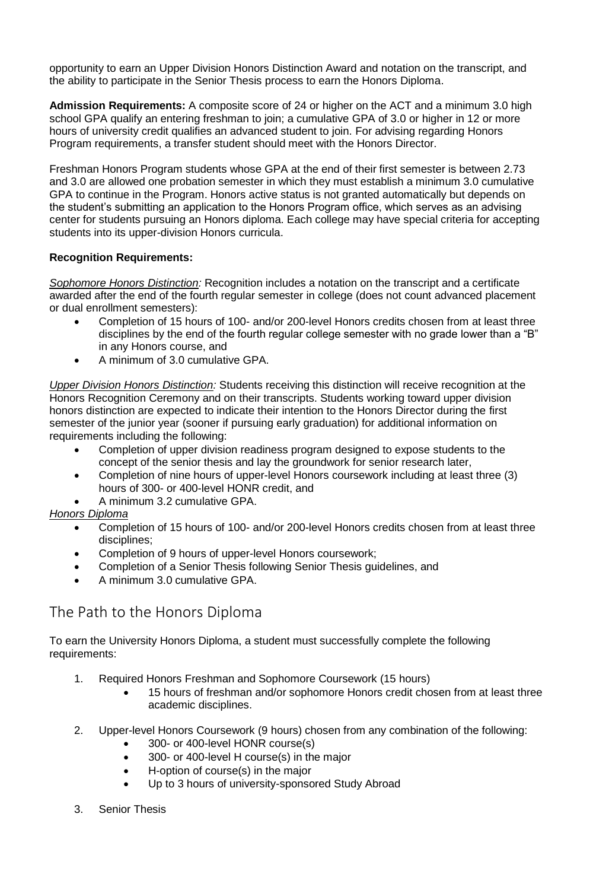opportunity to earn an Upper Division Honors Distinction Award and notation on the transcript, and the ability to participate in the Senior Thesis process to earn the Honors Diploma.

**Admission Requirements:** A composite score of 24 or higher on the ACT and a minimum 3.0 high school GPA qualify an entering freshman to join; a cumulative GPA of 3.0 or higher in 12 or more hours of university credit qualifies an advanced student to join. For advising regarding Honors Program requirements, a transfer student should meet with the Honors Director.

Freshman Honors Program students whose GPA at the end of their first semester is between 2.73 and 3.0 are allowed one probation semester in which they must establish a minimum 3.0 cumulative GPA to continue in the Program. Honors active status is not granted automatically but depends on the student's submitting an application to the Honors Program office, which serves as an advising center for students pursuing an Honors diploma. Each college may have special criteria for accepting students into its upper-division Honors curricula.

**Recognition Requirements:**

*Sophomore Honors Distinction:* Recognition includes a notation on the transcript and a certificate awarded after the end of the fourth regular semester in college (does not count advanced placement or dual enrollment semesters):

- Completion of 15 hours of 100- and/or 200-level Honors credits chosen from at least three disciplines by the end of the fourth regular college semester with no grade lower than a "B" in any Honors course, and
- A minimum of 3.0 cumulative GPA.

*Upper Division Honors Distinction:* Students receiving this distinction will receive recognition at the Honors Recognition Ceremony and on their transcripts. Students working toward upper division honors distinction are expected to indicate their intention to the Honors Director during the first semester of the junior year (sooner if pursuing early graduation) for additional information on requirements including the following:

- Completion of upper division readiness program designed to expose students to the concept of the senior thesis and lay the groundwork for senior research later,
- Completion of nine hours of upper-level Honors coursework including at least three (3) hours of 300- or 400-level HONR credit, and
- A minimum 3.2 cumulative GPA.

*Honors Diploma*

- Completion of 15 hours of 100- and/or 200-level Honors credits chosen from at least three disciplines;
- Completion of 9 hours of upper-level Honors coursework;
- Completion of a Senior Thesis following Senior Thesis guidelines, and
- A minimum 3.0 cumulative GPA.

## The Path to the Honors Diploma

To earn the University Honors Diploma, a student must successfully complete the following requirements:

1. Required Honors Freshman and Sophomore Coursework (15 hours)
   - 15 hours of freshman and/or sophomore Honors credit chosen from at least three academic disciplines.

2. Upper-level Honors Coursework (9 hours) chosen from any combination of the following:
   - 300- or 400-level HONR course(s)
   - 300- or 400-level H course(s) in the major
   - H-option of course(s) in the major
   - Up to 3 hours of university-sponsored Study Abroad

3. Senior Thesis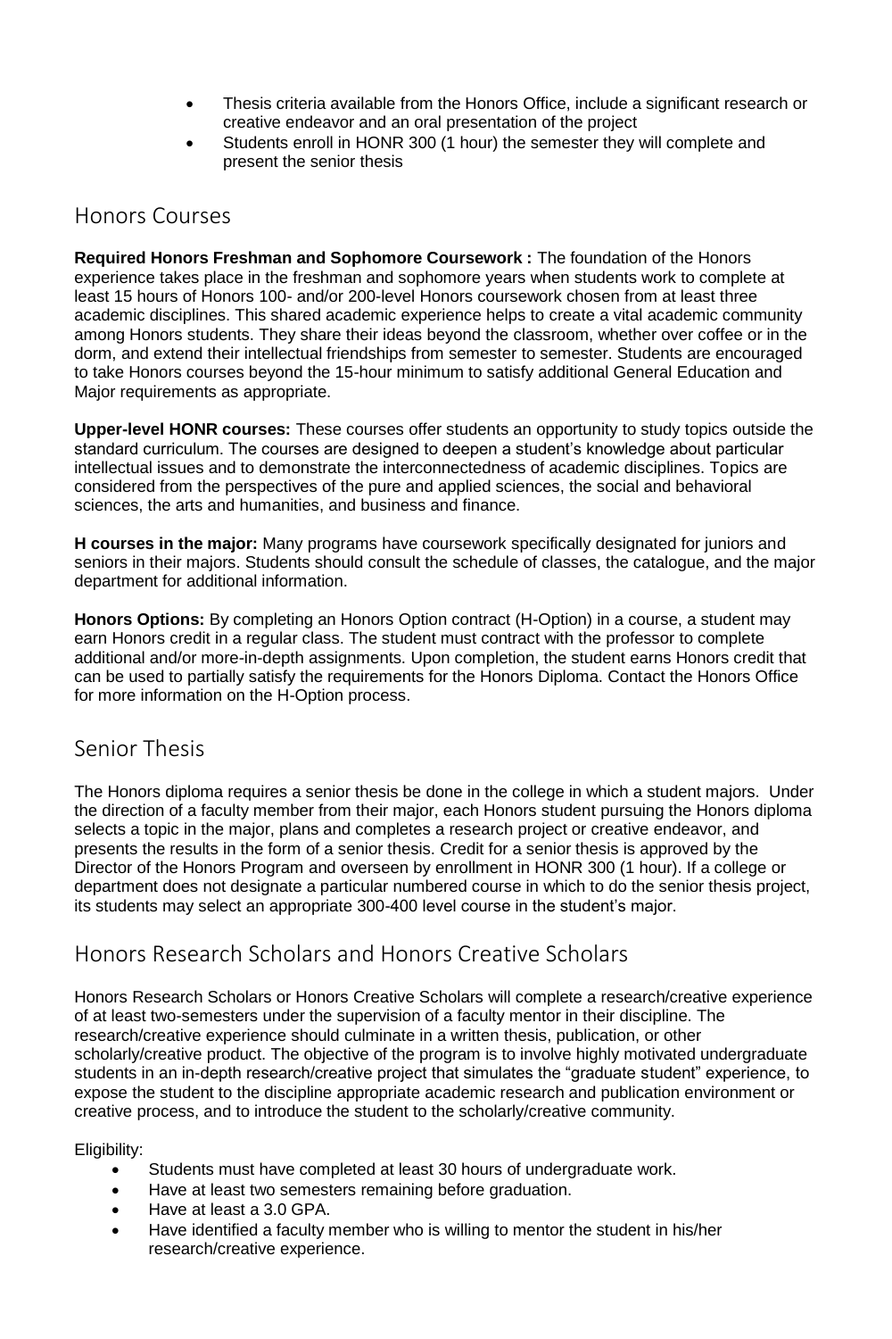- Thesis criteria available from the Honors Office, include a significant research or creative endeavor and an oral presentation of the project
- Students enroll in HONR 300 (1 hour) the semester they will complete and present the senior thesis

## Honors Courses

**Required Honors Freshman and Sophomore Coursework :** The foundation of the Honors experience takes place in the freshman and sophomore years when students work to complete at least 15 hours of Honors 100- and/or 200-level Honors coursework chosen from at least three academic disciplines. This shared academic experience helps to create a vital academic community among Honors students. They share their ideas beyond the classroom, whether over coffee or in the dorm, and extend their intellectual friendships from semester to semester. Students are encouraged to take Honors courses beyond the 15-hour minimum to satisfy additional General Education and Major requirements as appropriate.

**Upper-level HONR courses:** These courses offer students an opportunity to study topics outside the standard curriculum. The courses are designed to deepen a student's knowledge about particular intellectual issues and to demonstrate the interconnectedness of academic disciplines. Topics are considered from the perspectives of the pure and applied sciences, the social and behavioral sciences, the arts and humanities, and business and finance.

**H courses in the major:** Many programs have coursework specifically designated for juniors and seniors in their majors. Students should consult the schedule of classes, the catalogue, and the major department for additional information.

**Honors Options:** By completing an Honors Option contract (H-Option) in a course, a student may earn Honors credit in a regular class. The student must contract with the professor to complete additional and/or more-in-depth assignments. Upon completion, the student earns Honors credit that can be used to partially satisfy the requirements for the Honors Diploma. Contact the Honors Office for more information on the H-Option process.

## Senior Thesis

The Honors diploma requires a senior thesis be done in the college in which a student majors. Under the direction of a faculty member from their major, each Honors student pursuing the Honors diploma selects a topic in the major, plans and completes a research project or creative endeavor, and presents the results in the form of a senior thesis. Credit for a senior thesis is approved by the Director of the Honors Program and overseen by enrollment in HONR 300 (1 hour). If a college or department does not designate a particular numbered course in which to do the senior thesis project, its students may select an appropriate 300-400 level course in the student's major.

## Honors Research Scholars and Honors Creative Scholars

Honors Research Scholars or Honors Creative Scholars will complete a research/creative experience of at least two-semesters under the supervision of a faculty mentor in their discipline. The research/creative experience should culminate in a written thesis, publication, or other scholarly/creative product. The objective of the program is to involve highly motivated undergraduate students in an in-depth research/creative project that simulates the "graduate student" experience, to expose the student to the discipline appropriate academic research and publication environment or creative process, and to introduce the student to the scholarly/creative community.

Eligibility:

- Students must have completed at least 30 hours of undergraduate work.
- Have at least two semesters remaining before graduation.
- Have at least a 3.0 GPA.
- Have identified a faculty member who is willing to mentor the student in his/her research/creative experience.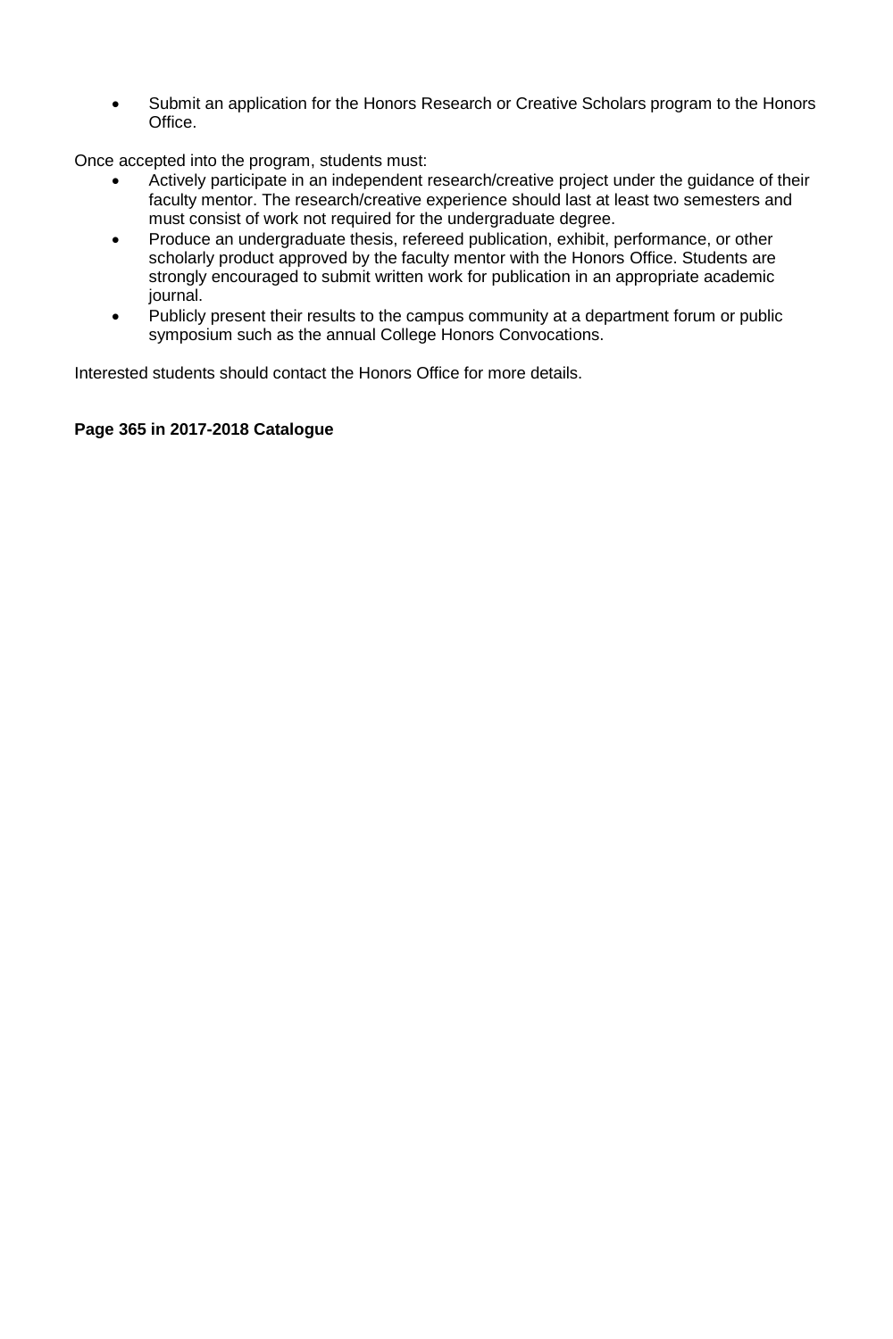- Submit an application for the Honors Research or Creative Scholars program to the Honors Office.

Once accepted into the program, students must:

- Actively participate in an independent research/creative project under the guidance of their faculty mentor. The research/creative experience should last at least two semesters and must consist of work not required for the undergraduate degree.
- Produce an undergraduate thesis, refereed publication, exhibit, performance, or other scholarly product approved by the faculty mentor with the Honors Office. Students are strongly encouraged to submit written work for publication in an appropriate academic journal.
- Publicly present their results to the campus community at a department forum or public symposium such as the annual College Honors Convocations.

Interested students should contact the Honors Office for more details.

**Page 365 in 2017-2018 Catalogue**